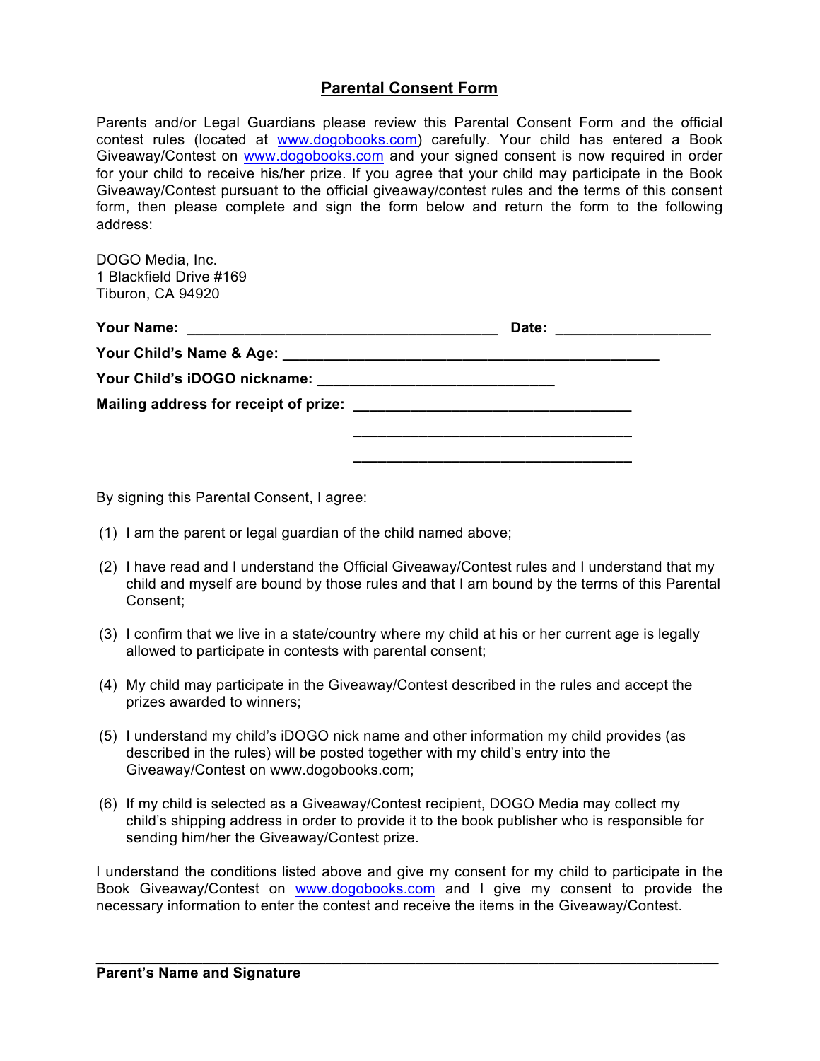# Parental Consent Form

Parents and/or Legal Guardians please review this Parental Consent Form and the official contest rules (located at www.dogobooks.com) carefully. Your child has entered a Book Giveaway/Contest on www.dogobooks.com and your signed consent is now required in order for your child to receive his/her prize. If you agree that your child may participate in the Book Giveaway/Contest pursuant to the official giveaway/contest rules and the terms of this consent form, then please complete and sign the form below and return the form to the following address:

DOGO Media, Inc.
1 Blackfield Drive #169
Tiburon, CA 94920

**Your Name:** ______________________________________ **Date:** ___________________

**Your Child's Name & Age:** ____________________________________________

**Your Child's iDOGO nickname:** _____________________________

**Mailing address for receipt of prize:** __________________________________
__________________________________
__________________________________

By signing this Parental Consent, I agree:

(1) I am the parent or legal guardian of the child named above;

(2) I have read and I understand the Official Giveaway/Contest rules and I understand that my child and myself are bound by those rules and that I am bound by the terms of this Parental Consent;

(3) I confirm that we live in a state/country where my child at his or her current age is legally allowed to participate in contests with parental consent;

(4) My child may participate in the Giveaway/Contest described in the rules and accept the prizes awarded to winners;

(5) I understand my child's iDOGO nick name and other information my child provides (as described in the rules) will be posted together with my child's entry into the Giveaway/Contest on www.dogobooks.com;

(6) If my child is selected as a Giveaway/Contest recipient, DOGO Media may collect my child's shipping address in order to provide it to the book publisher who is responsible for sending him/her the Giveaway/Contest prize.

I understand the conditions listed above and give my consent for my child to participate in the Book Giveaway/Contest on www.dogobooks.com and I give my consent to provide the necessary information to enter the contest and receive the items in the Giveaway/Contest.

_____________________________________________________________________________
**Parent's Name and Signature**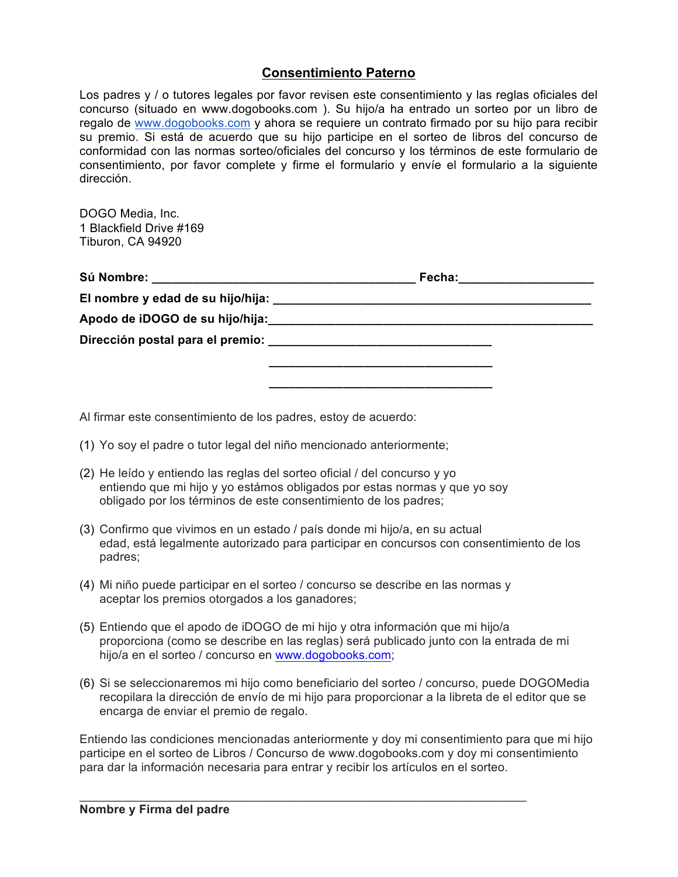# Consentimiento Paterno

Los padres y / o tutores legales por favor revisen este consentimiento y las reglas oficiales del concurso (situado en www.dogobooks.com ). Su hijo/a ha entrado un sorteo por un libro de regalo de [www.dogobooks.com](http://www.dogobooks.com) y ahora se requiere un contrato firmado por su hijo para recibir su premio. Si está de acuerdo que su hijo participe en el sorteo de libros del concurso de conformidad con las normas sorteo/oficiales del concurso y los términos de este formulario de consentimiento, por favor complete y firme el formulario y envíe el formulario a la siguiente dirección.

DOGO Media, Inc.
1 Blackfield Drive #169
Tiburon, CA 94920

**Sú Nombre:** _______________________________________ **Fecha:**___________________

**El nombre y edad de su hijo/hija:** _______________________________________________

**Apodo de iDOGO de su hijo/hija:**_______________________________________________

**Dirección postal para el premio:** _________________________________

_________________________________

_________________________________

Al firmar este consentimiento de los padres, estoy de acuerdo:

(1) Yo soy el padre o tutor legal del niño mencionado anteriormente;

(2) He leído y entiendo las reglas del sorteo oficial / del concurso y yo entiendo que mi hijo y yo estámos obligados por estas normas y que yo soy obligado por los términos de este consentimiento de los padres;

(3) Confirmo que vivimos en un estado / país donde mi hijo/a, en su actual edad, está legalmente autorizado para participar en concursos con consentimiento de los padres;

(4) Mi niño puede participar en el sorteo / concurso se describe en las normas y aceptar los premios otorgados a los ganadores;

(5) Entiendo que el apodo de iDOGO de mi hijo y otra información que mi hijo/a proporciona (como se describe en las reglas) será publicado junto con la entrada de mi hijo/a en el sorteo / concurso en [www.dogobooks.com](http://www.dogobooks.com);

(6) Si se seleccionaremos mi hijo como beneficiario del sorteo / concurso, puede DOGOMedia recopilara la dirección de envío de mi hijo para proporcionar a la libreta de el editor que se encarga de enviar el premio de regalo.

Entiendo las condiciones mencionadas anteriormente y doy mi consentimiento para que mi hijo participe en el sorteo de Libros / Concurso de www.dogobooks.com y doy mi consentimiento para dar la información necesaria para entrar y recibir los artículos en el sorteo.

_____________________________________________________________

**Nombre y Firma del padre**